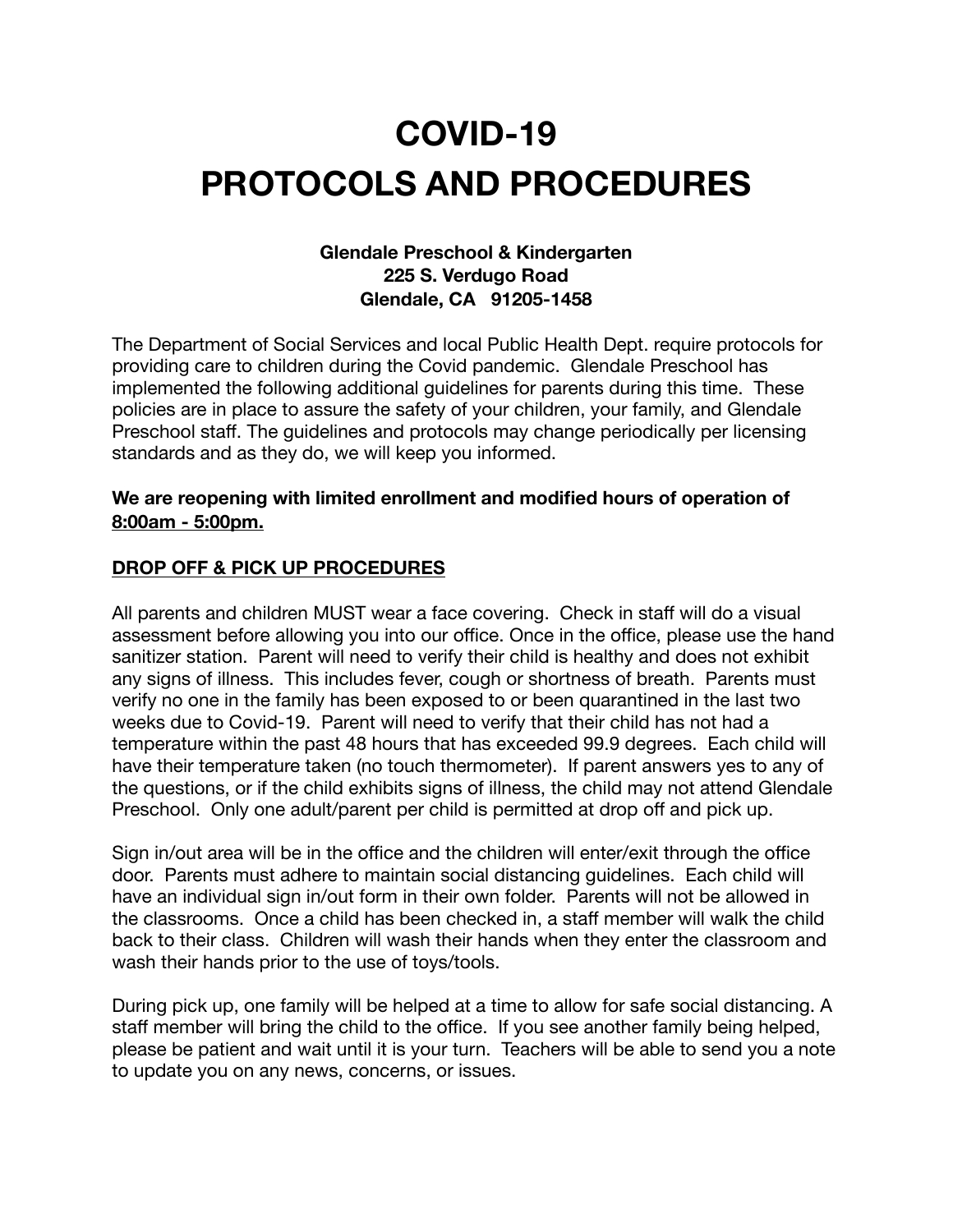# COVID-19
# PROTOCOLS AND PROCEDURES

**Glendale Preschool & Kindergarten**
**225 S. Verdugo Road**
**Glendale, CA 91205-1458**

The Department of Social Services and local Public Health Dept. require protocols for providing care to children during the Covid pandemic. Glendale Preschool has implemented the following additional guidelines for parents during this time. These policies are in place to assure the safety of your children, your family, and Glendale Preschool staff. The guidelines and protocols may change periodically per licensing standards and as they do, we will keep you informed.

**We are reopening with limited enrollment and modified hours of operation of <u>8:00am - 5:00pm.</u>**

## <u>DROP OFF & PICK UP PROCEDURES</u>

All parents and children MUST wear a face covering. Check in staff will do a visual assessment before allowing you into our office. Once in the office, please use the hand sanitizer station. Parent will need to verify their child is healthy and does not exhibit any signs of illness. This includes fever, cough or shortness of breath. Parents must verify no one in the family has been exposed to or been quarantined in the last two weeks due to Covid-19. Parent will need to verify that their child has not had a temperature within the past 48 hours that has exceeded 99.9 degrees. Each child will have their temperature taken (no touch thermometer). If parent answers yes to any of the questions, or if the child exhibits signs of illness, the child may not attend Glendale Preschool. Only one adult/parent per child is permitted at drop off and pick up.

Sign in/out area will be in the office and the children will enter/exit through the office door. Parents must adhere to maintain social distancing guidelines. Each child will have an individual sign in/out form in their own folder. Parents will not be allowed in the classrooms. Once a child has been checked in, a staff member will walk the child back to their class. Children will wash their hands when they enter the classroom and wash their hands prior to the use of toys/tools.

During pick up, one family will be helped at a time to allow for safe social distancing. A staff member will bring the child to the office. If you see another family being helped, please be patient and wait until it is your turn. Teachers will be able to send you a note to update you on any news, concerns, or issues.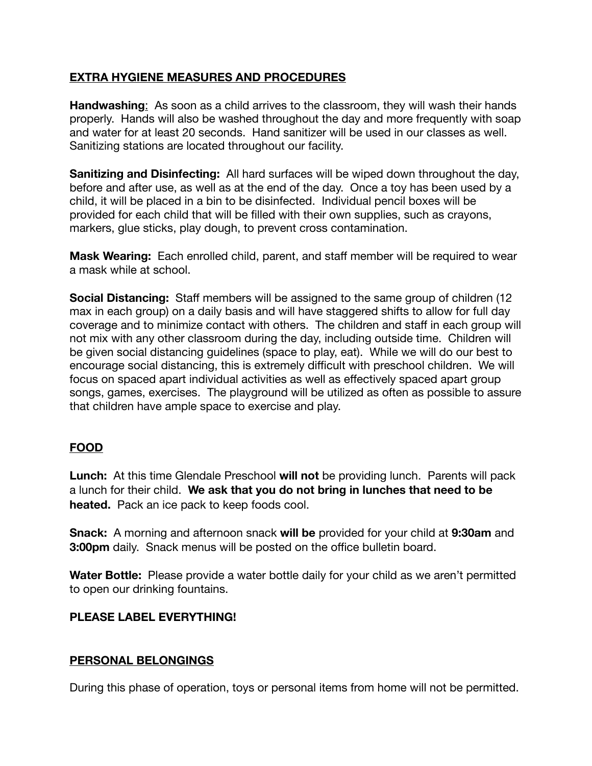## EXTRA HYGIENE MEASURES AND PROCEDURES

**Handwashing**: As soon as a child arrives to the classroom, they will wash their hands properly. Hands will also be washed throughout the day and more frequently with soap and water for at least 20 seconds. Hand sanitizer will be used in our classes as well. Sanitizing stations are located throughout our facility.

**Sanitizing and Disinfecting:** All hard surfaces will be wiped down throughout the day, before and after use, as well as at the end of the day. Once a toy has been used by a child, it will be placed in a bin to be disinfected. Individual pencil boxes will be provided for each child that will be filled with their own supplies, such as crayons, markers, glue sticks, play dough, to prevent cross contamination.

**Mask Wearing:** Each enrolled child, parent, and staff member will be required to wear a mask while at school.

**Social Distancing:** Staff members will be assigned to the same group of children (12 max in each group) on a daily basis and will have staggered shifts to allow for full day coverage and to minimize contact with others. The children and staff in each group will not mix with any other classroom during the day, including outside time. Children will be given social distancing guidelines (space to play, eat). While we will do our best to encourage social distancing, this is extremely difficult with preschool children. We will focus on spaced apart individual activities as well as effectively spaced apart group songs, games, exercises. The playground will be utilized as often as possible to assure that children have ample space to exercise and play.

## FOOD

**Lunch:** At this time Glendale Preschool **will not** be providing lunch. Parents will pack a lunch for their child. **We ask that you do not bring in lunches that need to be heated.** Pack an ice pack to keep foods cool.

**Snack:** A morning and afternoon snack **will be** provided for your child at **9:30am** and **3:00pm** daily. Snack menus will be posted on the office bulletin board.

**Water Bottle:** Please provide a water bottle daily for your child as we aren't permitted to open our drinking fountains.

**PLEASE LABEL EVERYTHING!**

## PERSONAL BELONGINGS

During this phase of operation, toys or personal items from home will not be permitted.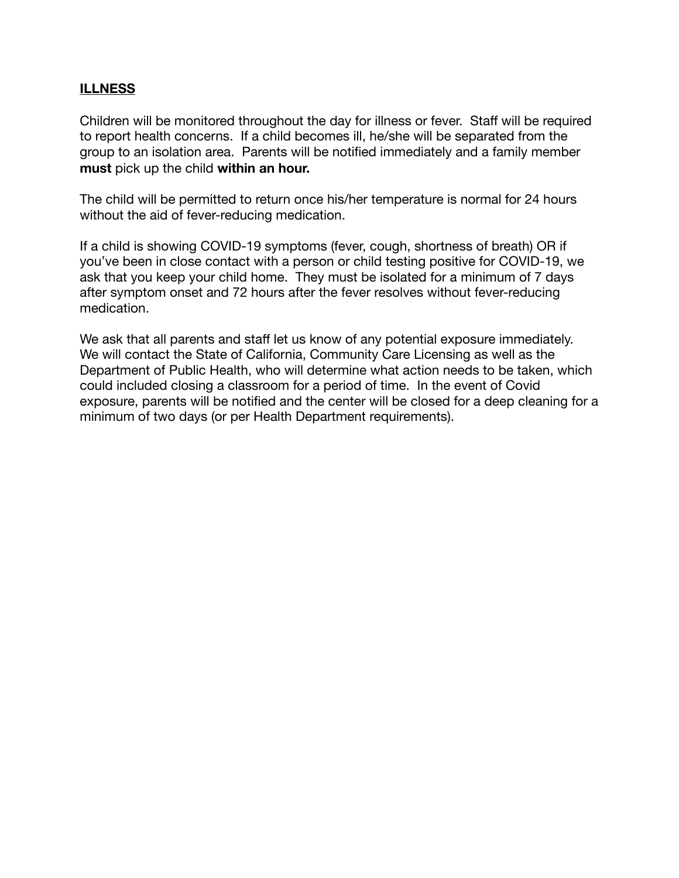## ILLNESS

Children will be monitored throughout the day for illness or fever. Staff will be required to report health concerns. If a child becomes ill, he/she will be separated from the group to an isolation area. Parents will be notified immediately and a family member **must** pick up the child **within an hour.**

The child will be permitted to return once his/her temperature is normal for 24 hours without the aid of fever-reducing medication.

If a child is showing COVID-19 symptoms (fever, cough, shortness of breath) OR if you've been in close contact with a person or child testing positive for COVID-19, we ask that you keep your child home. They must be isolated for a minimum of 7 days after symptom onset and 72 hours after the fever resolves without fever-reducing medication.

We ask that all parents and staff let us know of any potential exposure immediately. We will contact the State of California, Community Care Licensing as well as the Department of Public Health, who will determine what action needs to be taken, which could included closing a classroom for a period of time. In the event of Covid exposure, parents will be notified and the center will be closed for a deep cleaning for a minimum of two days (or per Health Department requirements).